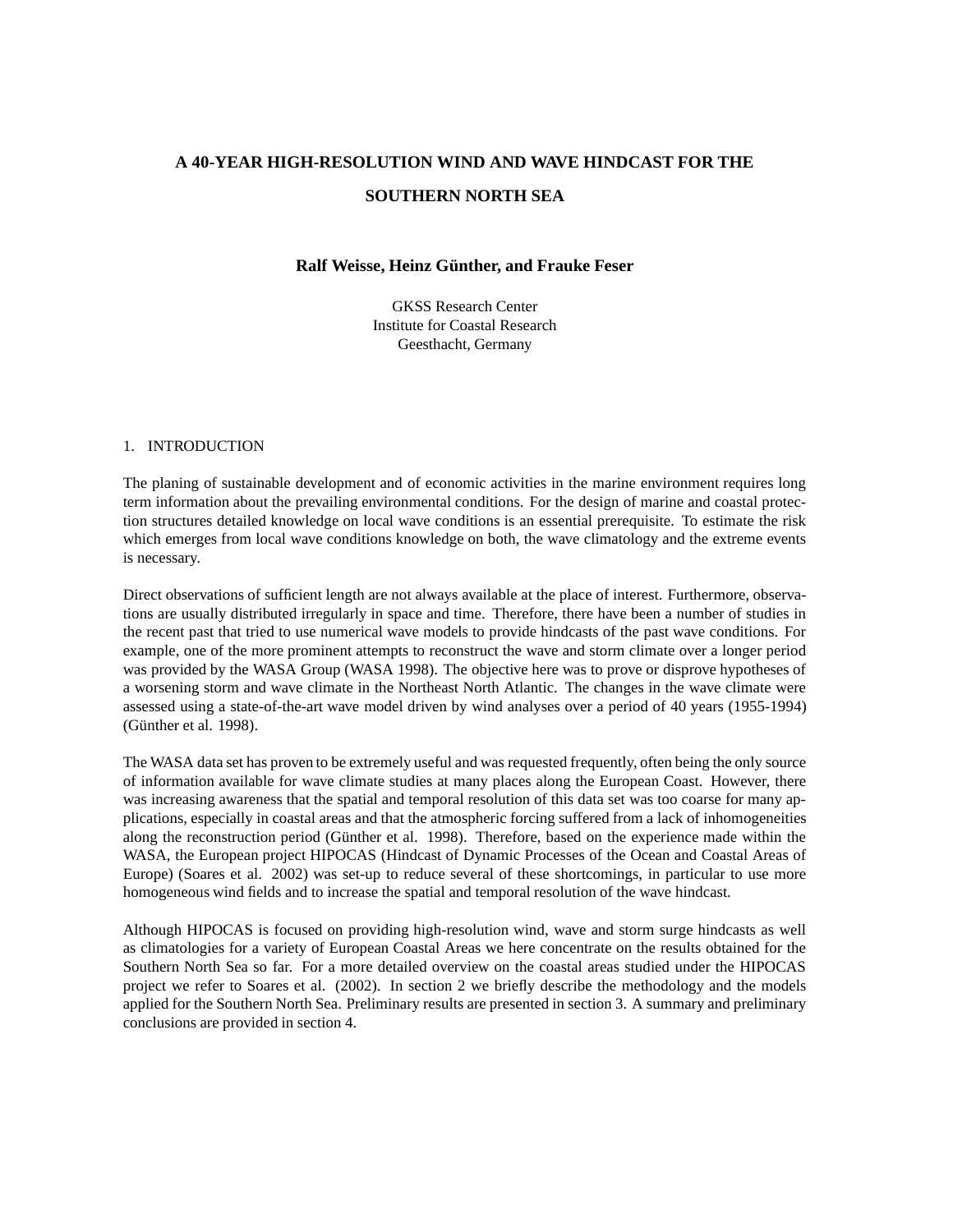# A 40-YEAR HIGH-RESOLUTION WIND AND WAVE HINDCAST FOR THE SOUTHERN NORTH SEA

**Ralf Weisse, Heinz Günther, and Frauke Feser**

GKSS Research Center
Institute for Coastal Research
Geesthacht, Germany

## 1. INTRODUCTION

The planing of sustainable development and of economic activities in the marine environment requires long term information about the prevailing environmental conditions. For the design of marine and coastal protection structures detailed knowledge on local wave conditions is an essential prerequisite. To estimate the risk which emerges from local wave conditions knowledge on both, the wave climatology and the extreme events is necessary.

Direct observations of sufficient length are not always available at the place of interest. Furthermore, observations are usually distributed irregularly in space and time. Therefore, there have been a number of studies in the recent past that tried to use numerical wave models to provide hindcasts of the past wave conditions. For example, one of the more prominent attempts to reconstruct the wave and storm climate over a longer period was provided by the WASA Group (WASA 1998). The objective here was to prove or disprove hypotheses of a worsening storm and wave climate in the Northeast North Atlantic. The changes in the wave climate were assessed using a state-of-the-art wave model driven by wind analyses over a period of 40 years (1955-1994) (Günther et al. 1998).

The WASA data set has proven to be extremely useful and was requested frequently, often being the only source of information available for wave climate studies at many places along the European Coast. However, there was increasing awareness that the spatial and temporal resolution of this data set was too coarse for many applications, especially in coastal areas and that the atmospheric forcing suffered from a lack of inhomogeneities along the reconstruction period (Günther et al. 1998). Therefore, based on the experience made within the WASA, the European project HIPOCAS (Hindcast of Dynamic Processes of the Ocean and Coastal Areas of Europe) (Soares et al. 2002) was set-up to reduce several of these shortcomings, in particular to use more homogeneous wind fields and to increase the spatial and temporal resolution of the wave hindcast.

Although HIPOCAS is focused on providing high-resolution wind, wave and storm surge hindcasts as well as climatologies for a variety of European Coastal Areas we here concentrate on the results obtained for the Southern North Sea so far. For a more detailed overview on the coastal areas studied under the HIPOCAS project we refer to Soares et al. (2002). In section 2 we briefly describe the methodology and the models applied for the Southern North Sea. Preliminary results are presented in section 3. A summary and preliminary conclusions are provided in section 4.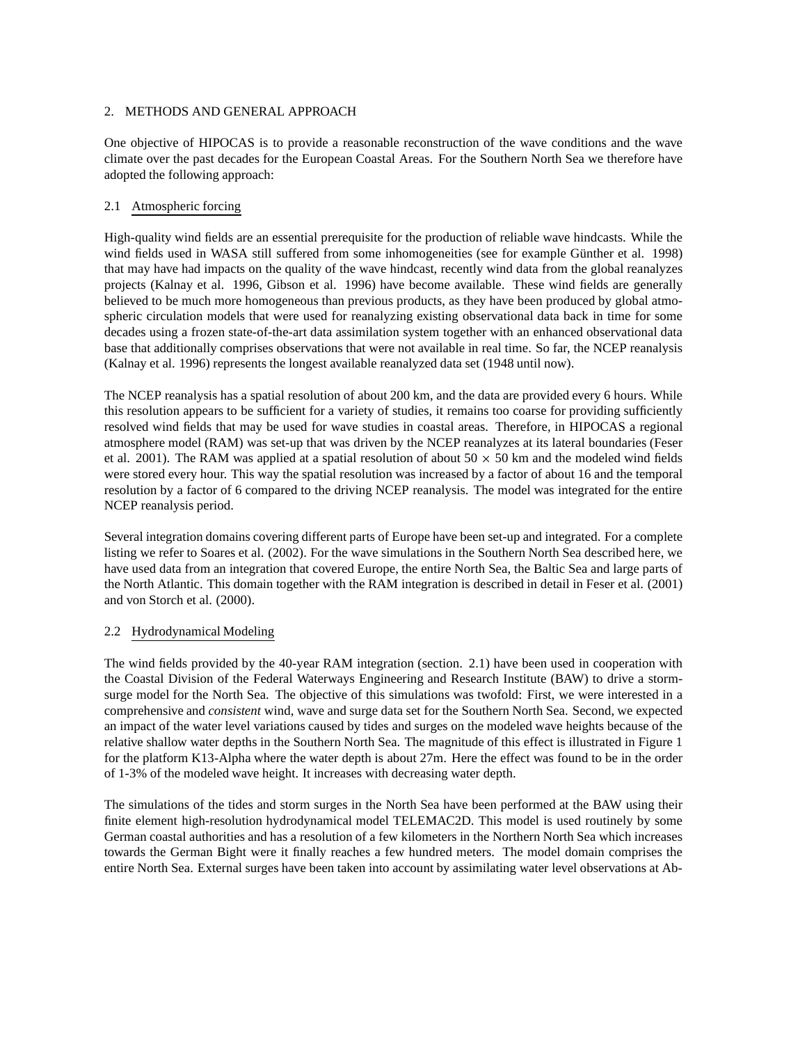## 2. METHODS AND GENERAL APPROACH

One objective of HIPOCAS is to provide a reasonable reconstruction of the wave conditions and the wave climate over the past decades for the European Coastal Areas. For the Southern North Sea we therefore have adopted the following approach:

### 2.1 Atmospheric forcing

High-quality wind fields are an essential prerequisite for the production of reliable wave hindcasts. While the wind fields used in WASA still suffered from some inhomogeneities (see for example Günther et al. 1998) that may have had impacts on the quality of the wave hindcast, recently wind data from the global reanalyzes projects (Kalnay et al. 1996, Gibson et al. 1996) have become available. These wind fields are generally believed to be much more homogeneous than previous products, as they have been produced by global atmospheric circulation models that were used for reanalyzing existing observational data back in time for some decades using a frozen state-of-the-art data assimilation system together with an enhanced observational data base that additionally comprises observations that were not available in real time. So far, the NCEP reanalysis (Kalnay et al. 1996) represents the longest available reanalyzed data set (1948 until now).

The NCEP reanalysis has a spatial resolution of about 200 km, and the data are provided every 6 hours. While this resolution appears to be sufficient for a variety of studies, it remains too coarse for providing sufficiently resolved wind fields that may be used for wave studies in coastal areas. Therefore, in HIPOCAS a regional atmosphere model (RAM) was set-up that was driven by the NCEP reanalyzes at its lateral boundaries (Feser et al. 2001). The RAM was applied at a spatial resolution of about $50 \times 50$ km and the modeled wind fields were stored every hour. This way the spatial resolution was increased by a factor of about 16 and the temporal resolution by a factor of 6 compared to the driving NCEP reanalysis. The model was integrated for the entire NCEP reanalysis period.

Several integration domains covering different parts of Europe have been set-up and integrated. For a complete listing we refer to Soares et al. (2002). For the wave simulations in the Southern North Sea described here, we have used data from an integration that covered Europe, the entire North Sea, the Baltic Sea and large parts of the North Atlantic. This domain together with the RAM integration is described in detail in Feser et al. (2001) and von Storch et al. (2000).

### 2.2 Hydrodynamical Modeling

The wind fields provided by the 40-year RAM integration (section. 2.1) have been used in cooperation with the Coastal Division of the Federal Waterways Engineering and Research Institute (BAW) to drive a storm-surge model for the North Sea. The objective of this simulations was twofold: First, we were interested in a comprehensive and *consistent* wind, wave and surge data set for the Southern North Sea. Second, we expected an impact of the water level variations caused by tides and surges on the modeled wave heights because of the relative shallow water depths in the Southern North Sea. The magnitude of this effect is illustrated in Figure 1 for the platform K13-Alpha where the water depth is about 27m. Here the effect was found to be in the order of 1-3% of the modeled wave height. It increases with decreasing water depth.

The simulations of the tides and storm surges in the North Sea have been performed at the BAW using their finite element high-resolution hydrodynamical model TELEMAC2D. This model is used routinely by some German coastal authorities and has a resolution of a few kilometers in the Northern North Sea which increases towards the German Bight were it finally reaches a few hundred meters. The model domain comprises the entire North Sea. External surges have been taken into account by assimilating water level observations at Ab-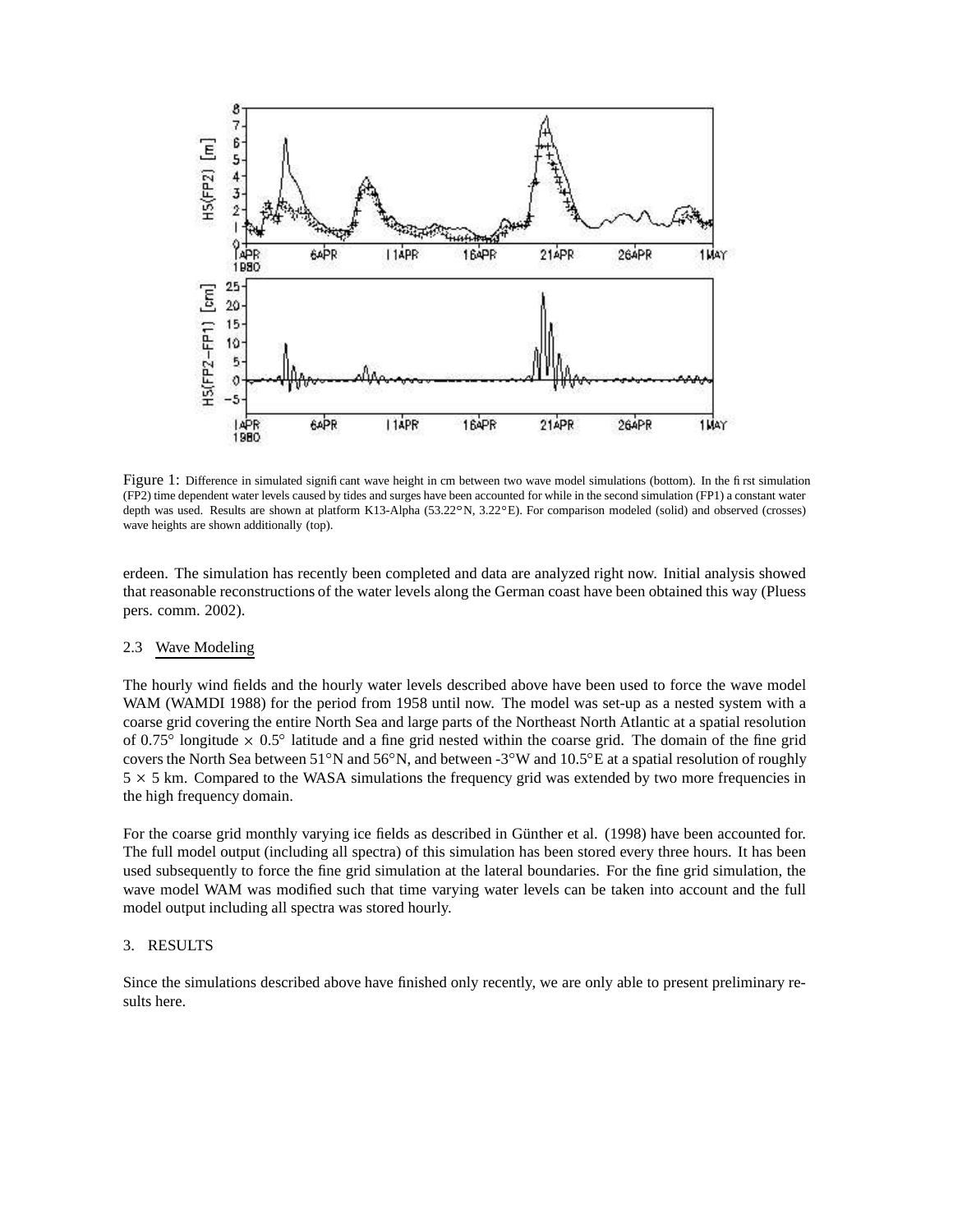HS(FP2) [m]

8
7
6
5
4
3
2
1
0

1APR 1980 6APR 11APR 16APR 21APR 26APR 1MAY

HS(FP2−FP1) [cm]

25
20
15
10
5
0
−5

1APR 1980 6APR 11APR 16APR 21APR 26APR 1MAY

Figure 1: Difference in simulated significant wave height in cm between two wave model simulations (bottom). In the first simulation (FP2) time dependent water levels caused by tides and surges have been accounted for while in the second simulation (FP1) a constant water depth was used. Results are shown at platform K13-Alpha (53.22°N, 3.22°E). For comparison modeled (solid) and observed (crosses) wave heights are shown additionally (top).

erdeen. The simulation has recently been completed and data are analyzed right now. Initial analysis showed that reasonable reconstructions of the water levels along the German coast have been obtained this way (Pluess pers. comm. 2002).

### 2.3 Wave Modeling

The hourly wind fields and the hourly water levels described above have been used to force the wave model WAM (WAMDI 1988) for the period from 1958 until now. The model was set-up as a nested system with a coarse grid covering the entire North Sea and large parts of the Northeast North Atlantic at a spatial resolution of 0.75° longitude $\times$ 0.5° latitude and a fine grid nested within the coarse grid. The domain of the fine grid covers the North Sea between 51°N and 56°N, and between -3°W and 10.5°E at a spatial resolution of roughly $5 \times 5$ km. Compared to the WASA simulations the frequency grid was extended by two more frequencies in the high frequency domain.

For the coarse grid monthly varying ice fields as described in Günther et al. (1998) have been accounted for. The full model output (including all spectra) of this simulation has been stored every three hours. It has been used subsequently to force the fine grid simulation at the lateral boundaries. For the fine grid simulation, the wave model WAM was modified such that time varying water levels can be taken into account and the full model output including all spectra was stored hourly.

## 3. RESULTS

Since the simulations described above have finished only recently, we are only able to present preliminary results here.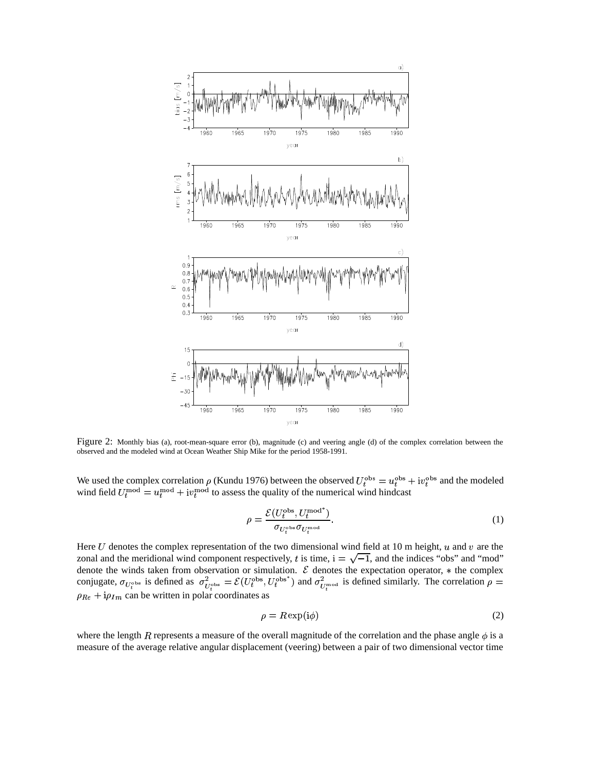a)

2
1
0
−1
−2
−3
−4

bias [m/s]

1960 1965 1970 1975 1980 1985 1990

year

b)

7
6
5
4
3
2
1

rms [m/s]

1960 1965 1970 1975 1980 1985 1990

year

c)

1
0.9
0.8
0.7
0.6
0.5
0.4
0.3

R

1960 1965 1970 1975 1980 1985 1990

year

d)

15
0
−15
−30
−45

Phi

1960 1965 1970 1975 1980 1985 1990

year

Figure 2: Monthly bias (a), root-mean-square error (b), magnitude (c) and veering angle (d) of the complex correlation between the observed and the modeled wind at Ocean Weather Ship Mike for the period 1958-1991.

We used the complex correlation $\rho$ (Kundu 1976) between the observed $U_t^{\text{obs}} = u_t^{\text{obs}} + \mathrm{i}v_t^{\text{obs}}$ and the modeled wind field $U_t^{\text{mod}} = u_t^{\text{mod}} + \mathrm{i}v_t^{\text{mod}}$ to assess the quality of the numerical wind hindcast

$$\rho = \frac{\mathcal{E}(U_t^{\text{obs}}, U_t^{\text{mod}^*})}{\sigma_{U_t^{\text{obs}}} \sigma_{U_t^{\text{mod}}}}. \tag{1}$$

Here $U$ denotes the complex representation of the two dimensional wind field at 10 m height, $u$ and $v$ are the zonal and the meridional wind component respectively, $t$ is time, $\mathrm{i} = \sqrt{-1}$, and the indices "obs" and "mod" denote the winds taken from observation or simulation. $\mathcal{E}$ denotes the expectation operator, $*$ the complex conjugate, $\sigma_{U_t^{\text{obs}}}$ is defined as $\sigma^2_{U_t^{\text{obs}}} = \mathcal{E}(U_t^{\text{obs}}, U_t^{\text{obs}^*})$ and $\sigma^2_{U_t^{\text{mod}}}$ is defined similarly. The correlation $\rho = \rho_{Re} + \mathrm{i}\rho_{Im}$ can be written in polar coordinates as

$$\rho = R \exp(\mathrm{i}\phi) \tag{2}$$

where the length $R$ represents a measure of the overall magnitude of the correlation and the phase angle $\phi$ is a measure of the average relative angular displacement (veering) between a pair of two dimensional vector time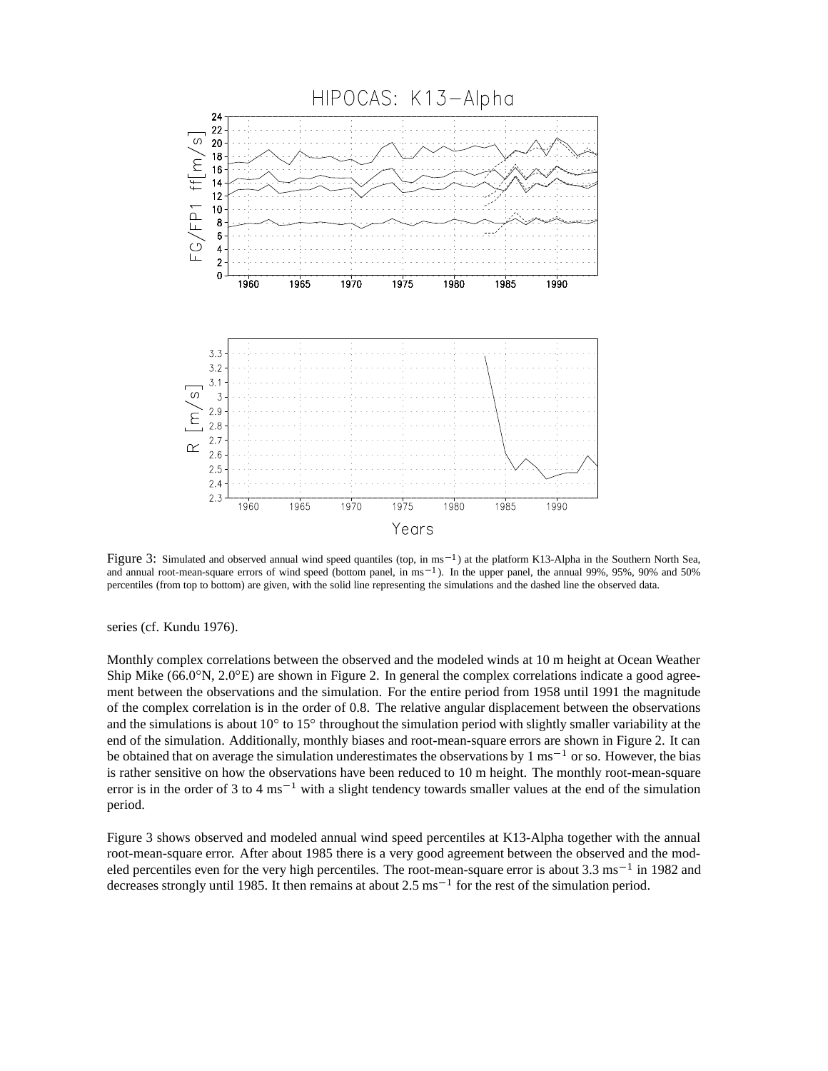HIPOCAS: K13–Alpha

FG/FP1 ff[m/s]

24
22
20
18
16
14
12
10
8
6
4
2
0

1960 1965 1970 1975 1980 1985 1990

R [m/s]

3.3
3.2
3.1
3
2.9
2.8
2.7
2.6
2.5
2.4
2.3

1960 1965 1970 1975 1980 1985 1990

Years

Figure 3: Simulated and observed annual wind speed quantiles (top, in $ms^{-1}$) at the platform K13-Alpha in the Southern North Sea, and annual root-mean-square errors of wind speed (bottom panel, in $ms^{-1}$). In the upper panel, the annual 99%, 95%, 90% and 50% percentiles (from top to bottom) are given, with the solid line representing the simulations and the dashed line the observed data.

series (cf. Kundu 1976).

Monthly complex correlations between the observed and the modeled winds at 10 m height at Ocean Weather Ship Mike (66.0°N, 2.0°E) are shown in Figure 2. In general the complex correlations indicate a good agreement between the observations and the simulation. For the entire period from 1958 until 1991 the magnitude of the complex correlation is in the order of 0.8. The relative angular displacement between the observations and the simulations is about 10° to 15° throughout the simulation period with slightly smaller variability at the end of the simulation. Additionally, monthly biases and root-mean-square errors are shown in Figure 2. It can be obtained that on average the simulation underestimates the observations by 1 $ms^{-1}$ or so. However, the bias is rather sensitive on how the observations have been reduced to 10 m height. The monthly root-mean-square error is in the order of 3 to 4 $ms^{-1}$ with a slight tendency towards smaller values at the end of the simulation period.

Figure 3 shows observed and modeled annual wind speed percentiles at K13-Alpha together with the annual root-mean-square error. After about 1985 there is a very good agreement between the observed and the modeled percentiles even for the very high percentiles. The root-mean-square error is about 3.3 $ms^{-1}$ in 1982 and decreases strongly until 1985. It then remains at about 2.5 $ms^{-1}$ for the rest of the simulation period.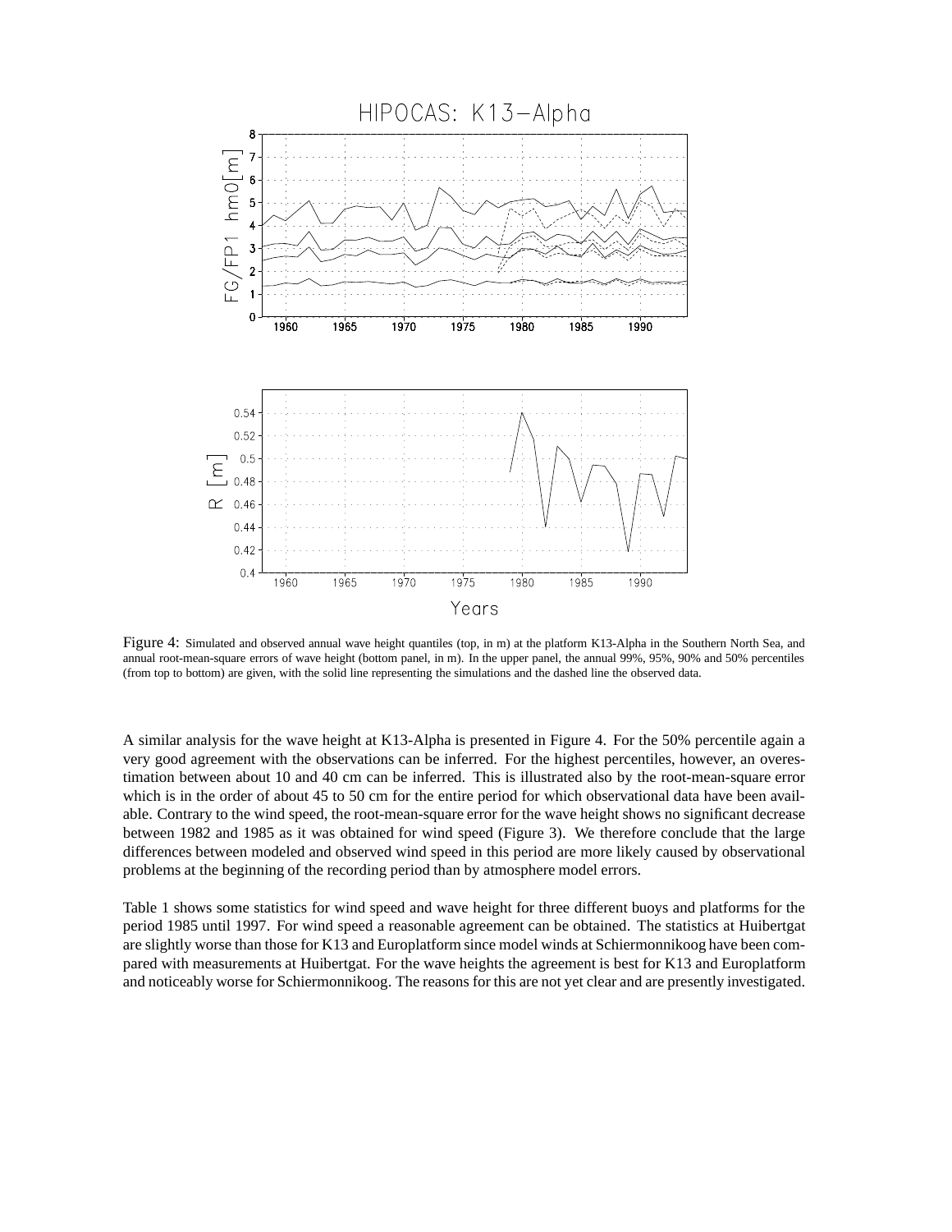HIPOCAS: K13−Alpha

FG/FP1 hm0[m]

8
7
6
5
4
3
2
1
0

1960 1965 1970 1975 1980 1985 1990

R [m]

0.54
0.52
0.5
0.48
0.46
0.44
0.42
0.4

1960 1965 1970 1975 1980 1985 1990

Years

Figure 4: Simulated and observed annual wave height quantiles (top, in m) at the platform K13-Alpha in the Southern North Sea, and annual root-mean-square errors of wave height (bottom panel, in m). In the upper panel, the annual 99%, 95%, 90% and 50% percentiles (from top to bottom) are given, with the solid line representing the simulations and the dashed line the observed data.

A similar analysis for the wave height at K13-Alpha is presented in Figure 4. For the 50% percentile again a very good agreement with the observations can be inferred. For the highest percentiles, however, an overestimation between about 10 and 40 cm can be inferred. This is illustrated also by the root-mean-square error which is in the order of about 45 to 50 cm for the entire period for which observational data have been available. Contrary to the wind speed, the root-mean-square error for the wave height shows no significant decrease between 1982 and 1985 as it was obtained for wind speed (Figure 3). We therefore conclude that the large differences between modeled and observed wind speed in this period are more likely caused by observational problems at the beginning of the recording period than by atmosphere model errors.

Table 1 shows some statistics for wind speed and wave height for three different buoys and platforms for the period 1985 until 1997. For wind speed a reasonable agreement can be obtained. The statistics at Huibertgat are slightly worse than those for K13 and Europlatform since model winds at Schiermonnikoog have been compared with measurements at Huibertgat. For the wave heights the agreement is best for K13 and Europlatform and noticeably worse for Schiermonnikoog. The reasons for this are not yet clear and are presently investigated.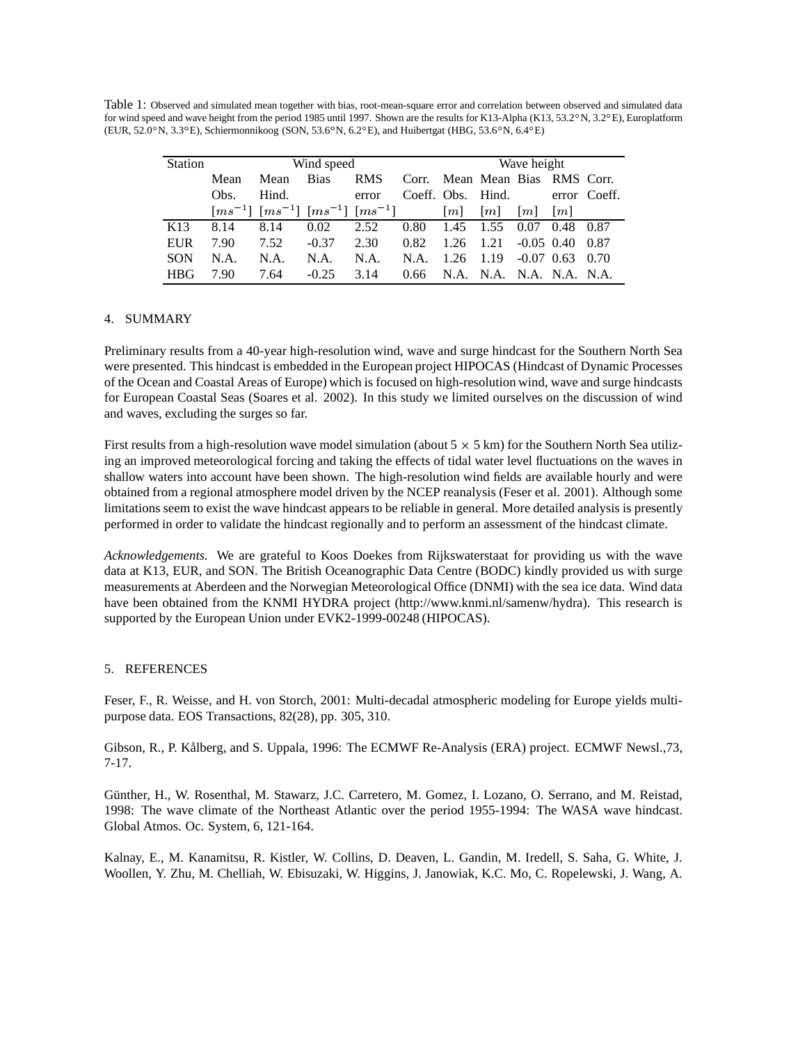Table 1: Observed and simulated mean together with bias, root-mean-square error and correlation between observed and simulated data for wind speed and wave height from the period 1985 until 1997. Shown are the results for K13-Alpha (K13, 53.2°N, 3.2°E), Europlatform (EUR, 52.0°N, 3.3°E), Schiermonnikoog (SON, 53.6°N, 6.2°E), and Huibertgat (HBG, 53.6°N, 6.4°E)

| Station | Wind speed | | | | | Wave height | | | | |
|---|---|---|---|---|---|---|---|---|---|---|
| | Mean Obs. $[ms^{-1}]$ | Mean Hind. $[ms^{-1}]$ | Bias $[ms^{-1}]$ | RMS error $[ms^{-1}]$ | Corr. Coeff. | Mean Obs. $[m]$ | Mean Hind. $[m]$ | Bias $[m]$ | RMS error $[m]$ | Corr. Coeff. |
| K13 | 8.14 | 8.14 | 0.02 | 2.52 | 0.80 | 1.45 | 1.55 | 0.07 | 0.48 | 0.87 |
| EUR | 7.90 | 7.52 | -0.37 | 2.30 | 0.82 | 1.26 | 1.21 | -0.05 | 0.40 | 0.87 |
| SON | N.A. | N.A. | N.A. | N.A. | N.A. | 1.26 | 1.19 | -0.07 | 0.63 | 0.70 |
| HBG | 7.90 | 7.64 | -0.25 | 3.14 | 0.66 | N.A. | N.A. | N.A. | N.A. | N.A. |

## 4. SUMMARY

Preliminary results from a 40-year high-resolution wind, wave and surge hindcast for the Southern North Sea were presented. This hindcast is embedded in the European project HIPOCAS (Hindcast of Dynamic Processes of the Ocean and Coastal Areas of Europe) which is focused on high-resolution wind, wave and surge hindcasts for European Coastal Seas (Soares et al. 2002). In this study we limited ourselves on the discussion of wind and waves, excluding the surges so far.

First results from a high-resolution wave model simulation (about $5 \times 5$ km) for the Southern North Sea utilizing an improved meteorological forcing and taking the effects of tidal water level fluctuations on the waves in shallow waters into account have been shown. The high-resolution wind fields are available hourly and were obtained from a regional atmosphere model driven by the NCEP reanalysis (Feser et al. 2001). Although some limitations seem to exist the wave hindcast appears to be reliable in general. More detailed analysis is presently performed in order to validate the hindcast regionally and to perform an assessment of the hindcast climate.

*Acknowledgements.* We are grateful to Koos Doekes from Rijkswaterstaat for providing us with the wave data at K13, EUR, and SON. The British Oceanographic Data Centre (BODC) kindly provided us with surge measurements at Aberdeen and the Norwegian Meteorological Office (DNMI) with the sea ice data. Wind data have been obtained from the KNMI HYDRA project (http://www.knmi.nl/samenw/hydra). This research is supported by the European Union under EVK2-1999-00248 (HIPOCAS).

## 5. REFERENCES

Feser, F., R. Weisse, and H. von Storch, 2001: Multi-decadal atmospheric modeling for Europe yields multi-purpose data. EOS Transactions, 82(28), pp. 305, 310.

Gibson, R., P. Kålberg, and S. Uppala, 1996: The ECMWF Re-Analysis (ERA) project. ECMWF Newsl.,73, 7-17.

Günther, H., W. Rosenthal, M. Stawarz, J.C. Carretero, M. Gomez, I. Lozano, O. Serrano, and M. Reistad, 1998: The wave climate of the Northeast Atlantic over the period 1955-1994: The WASA wave hindcast. Global Atmos. Oc. System, 6, 121-164.

Kalnay, E., M. Kanamitsu, R. Kistler, W. Collins, D. Deaven, L. Gandin, M. Iredell, S. Saha, G. White, J. Woollen, Y. Zhu, M. Chelliah, W. Ebisuzaki, W. Higgins, J. Janowiak, K.C. Mo, C. Ropelewski, J. Wang, A.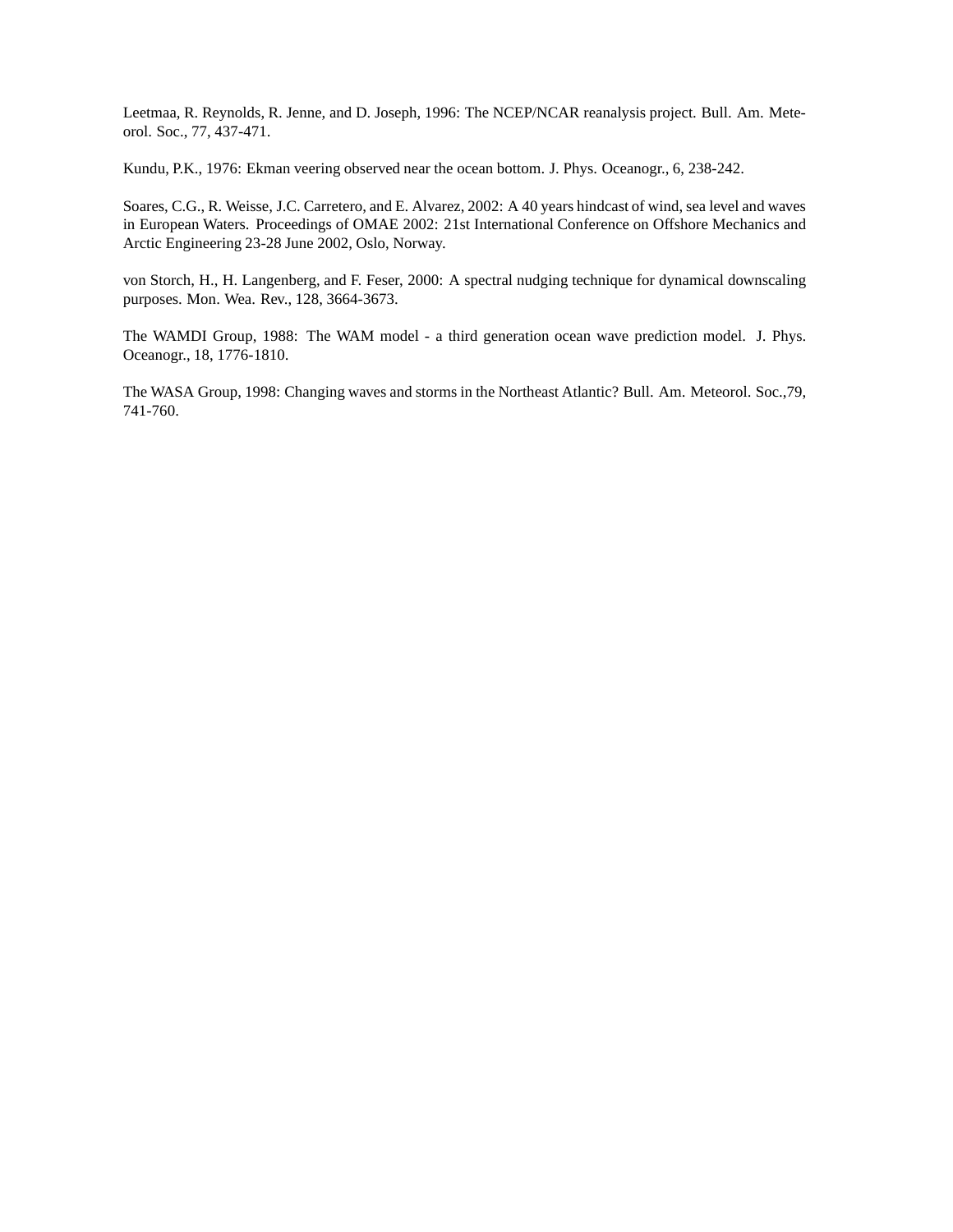Leetmaa, R. Reynolds, R. Jenne, and D. Joseph, 1996: The NCEP/NCAR reanalysis project. Bull. Am. Meteorol. Soc., 77, 437-471.

Kundu, P.K., 1976: Ekman veering observed near the ocean bottom. J. Phys. Oceanogr., 6, 238-242.

Soares, C.G., R. Weisse, J.C. Carretero, and E. Alvarez, 2002: A 40 years hindcast of wind, sea level and waves in European Waters. Proceedings of OMAE 2002: 21st International Conference on Offshore Mechanics and Arctic Engineering 23-28 June 2002, Oslo, Norway.

von Storch, H., H. Langenberg, and F. Feser, 2000: A spectral nudging technique for dynamical downscaling purposes. Mon. Wea. Rev., 128, 3664-3673.

The WAMDI Group, 1988: The WAM model - a third generation ocean wave prediction model. J. Phys. Oceanogr., 18, 1776-1810.

The WASA Group, 1998: Changing waves and storms in the Northeast Atlantic? Bull. Am. Meteorol. Soc.,79, 741-760.